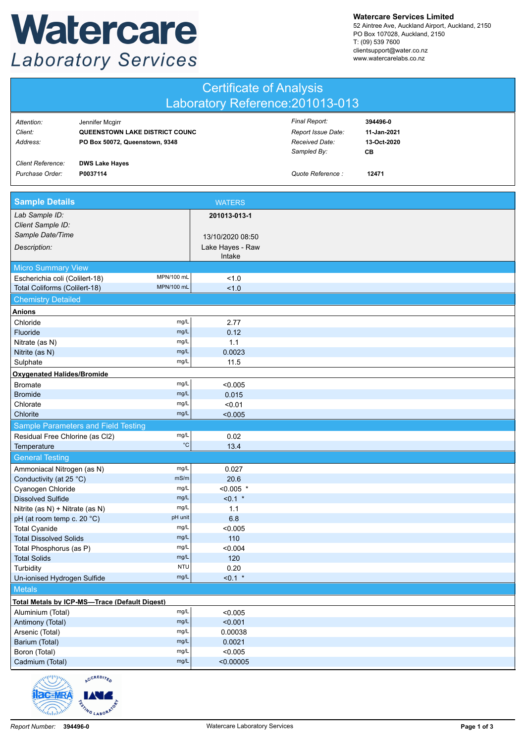**Watercare Laboratory Services**

**Watercare Services Limited**
52 Aintree Ave, Auckland Airport, Auckland, 2150
PO Box 107028, Auckland, 2150
T: (09) 539 7600
clientsupport@water.co.nz
www.watercarelabs.co.nz

# Certificate of Analysis
## Laboratory Reference:201013-013

| | | | |
|---|---|---|---|
| *Attention:* | Jennifer Mcgirr | *Final Report:* | **394496-0** |
| *Client:* | **QUEENSTOWN LAKE DISTRICT COUNC** | *Report Issue Date:* | **11-Jan-2021** |
| *Address:* | **PO Box 50072, Queenstown, 9348** | *Received Date:* | **13-Oct-2020** |
| | | *Sampled By:* | **CB** |
| *Client Reference:* | **DWS Lake Hayes** | | |
| *Purchase Order:* | **P0037114** | *Quote Reference :* | **12471** |

| **Sample Details** | | WATERS |
|---|---|---|
| *Lab Sample ID:* | | **201013-013-1** |
| *Client Sample ID:* | | |
| *Sample Date/Time* | | 13/10/2020 08:50 |
| *Description:* | | Lake Hayes - Raw Intake |
| **Micro Summary View** | | |
| Escherichia coli (Colilert-18) | MPN/100 mL | <1.0 |
| Total Coliforms (Colilert-18) | MPN/100 mL | <1.0 |
| **Chemistry Detailed** | | |
| **Anions** | | |
| Chloride | mg/L | 2.77 |
| Fluoride | mg/L | 0.12 |
| Nitrate (as N) | mg/L | 1.1 |
| Nitrite (as N) | mg/L | 0.0023 |
| Sulphate | mg/L | 11.5 |
| **Oxygenated Halides/Bromide** | | |
| Bromate | mg/L | <0.005 |
| Bromide | mg/L | 0.015 |
| Chlorate | mg/L | <0.01 |
| Chlorite | mg/L | <0.005 |
| **Sample Parameters and Field Testing** | | |
| Residual Free Chlorine (as Cl2) | mg/L | 0.02 |
| Temperature | °C | 13.4 |
| **General Testing** | | |
| Ammoniacal Nitrogen (as N) | mg/L | 0.027 |
| Conductivity (at 25 °C) | mS/m | 20.6 |
| Cyanogen Chloride | mg/L | <0.005 * |
| Dissolved Sulfide | mg/L | <0.1 * |
| Nitrite (as N) + Nitrate (as N) | mg/L | 1.1 |
| pH (at room temp c. 20 °C) | pH unit | 6.8 |
| Total Cyanide | mg/L | <0.005 |
| Total Dissolved Solids | mg/L | 110 |
| Total Phosphorus (as P) | mg/L | <0.004 |
| Total Solids | mg/L | 120 |
| Turbidity | NTU | 0.20 |
| Un-ionised Hydrogen Sulfide | mg/L | <0.1 * |
| **Metals** | | |
| **Total Metals by ICP-MS—Trace (Default Digest)** | | |
| Aluminium (Total) | mg/L | <0.005 |
| Antimony (Total) | mg/L | <0.001 |
| Arsenic (Total) | mg/L | 0.00038 |
| Barium (Total) | mg/L | 0.0021 |
| Boron (Total) | mg/L | <0.005 |
| Cadmium (Total) | mg/L | <0.00005 |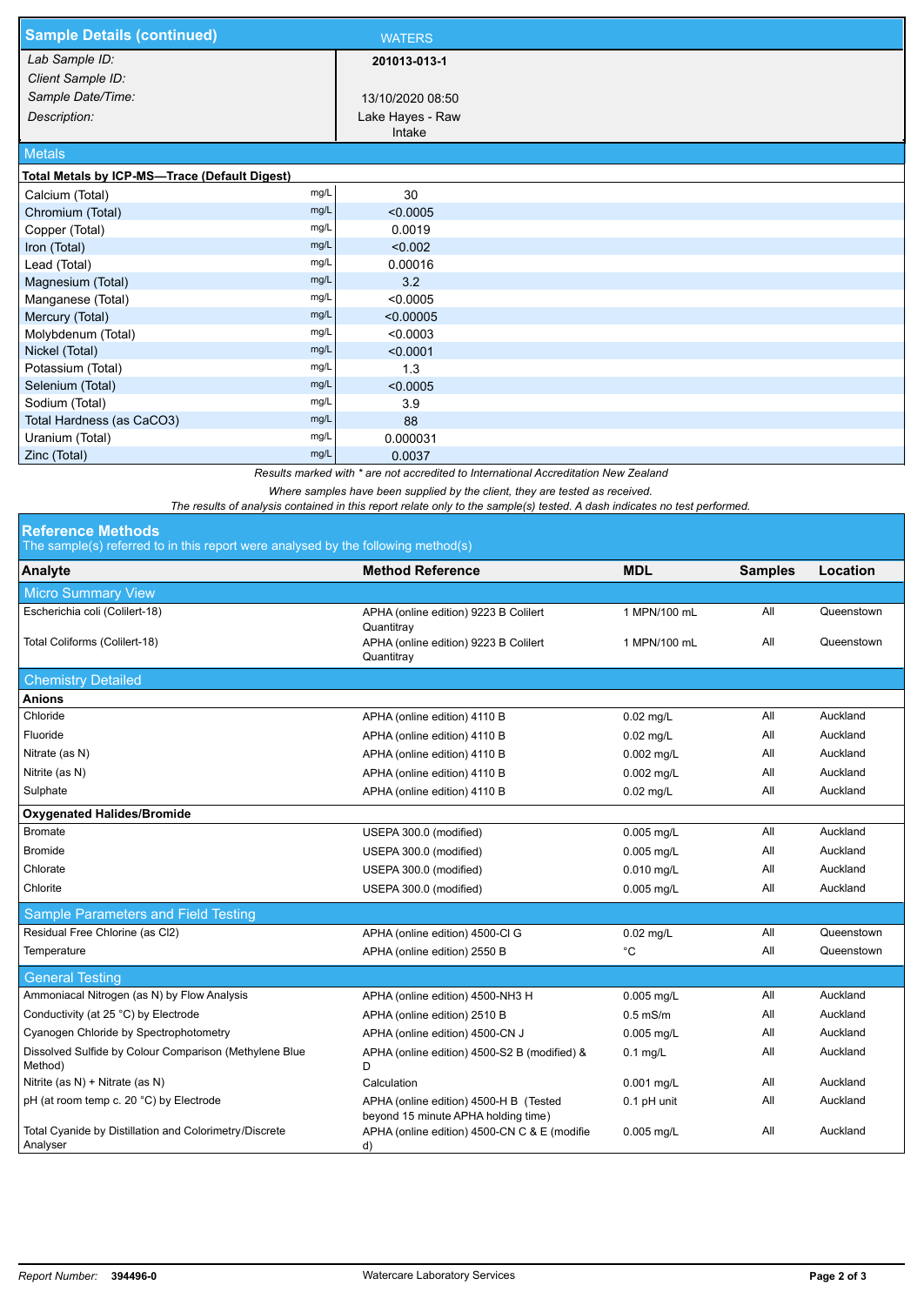## Sample Details (continued)

| | WATERS |
|---|---|
| *Lab Sample ID:* | **201013-013-1** |
| *Client Sample ID:* | |
| *Sample Date/Time:* | 13/10/2020 08:50 |
| *Description:* | Lake Hayes - Raw Intake |

### Metals

**Total Metals by ICP-MS—Trace (Default Digest)**

| Analyte | Units | Result |
|---|---|---|
| Calcium (Total) | mg/L | 30 |
| Chromium (Total) | mg/L | <0.0005 |
| Copper (Total) | mg/L | 0.0019 |
| Iron (Total) | mg/L | <0.002 |
| Lead (Total) | mg/L | 0.00016 |
| Magnesium (Total) | mg/L | 3.2 |
| Manganese (Total) | mg/L | <0.0005 |
| Mercury (Total) | mg/L | <0.00005 |
| Molybdenum (Total) | mg/L | <0.0003 |
| Nickel (Total) | mg/L | <0.0001 |
| Potassium (Total) | mg/L | 1.3 |
| Selenium (Total) | mg/L | <0.0005 |
| Sodium (Total) | mg/L | 3.9 |
| Total Hardness (as CaCO3) | mg/L | 88 |
| Uranium (Total) | mg/L | 0.000031 |
| Zinc (Total) | mg/L | 0.0037 |

*Results marked with * are not accredited to International Accreditation New Zealand*

*Where samples have been supplied by the client, they are tested as received.*

*The results of analysis contained in this report relate only to the sample(s) tested. A dash indicates no test performed.*

## Reference Methods

The sample(s) referred to in this report were analysed by the following method(s)

| Analyte | Method Reference | MDL | Samples | Location |
|---|---|---|---|---|
| **Micro Summary View** | | | | |
| Escherichia coli (Colilert-18) | APHA (online edition) 9223 B Colilert Quantitray | 1 MPN/100 mL | All | Queenstown |
| Total Coliforms (Colilert-18) | APHA (online edition) 9223 B Colilert Quantitray | 1 MPN/100 mL | All | Queenstown |
| **Chemistry Detailed** | | | | |
| **Anions** | | | | |
| Chloride | APHA (online edition) 4110 B | 0.02 mg/L | All | Auckland |
| Fluoride | APHA (online edition) 4110 B | 0.02 mg/L | All | Auckland |
| Nitrate (as N) | APHA (online edition) 4110 B | 0.002 mg/L | All | Auckland |
| Nitrite (as N) | APHA (online edition) 4110 B | 0.002 mg/L | All | Auckland |
| Sulphate | APHA (online edition) 4110 B | 0.02 mg/L | All | Auckland |
| **Oxygenated Halides/Bromide** | | | | |
| Bromate | USEPA 300.0 (modified) | 0.005 mg/L | All | Auckland |
| Bromide | USEPA 300.0 (modified) | 0.005 mg/L | All | Auckland |
| Chlorate | USEPA 300.0 (modified) | 0.010 mg/L | All | Auckland |
| Chlorite | USEPA 300.0 (modified) | 0.005 mg/L | All | Auckland |
| **Sample Parameters and Field Testing** | | | | |
| Residual Free Chlorine (as Cl2) | APHA (online edition) 4500-Cl G | 0.02 mg/L | All | Queenstown |
| Temperature | APHA (online edition) 2550 B | °C | All | Queenstown |
| **General Testing** | | | | |
| Ammoniacal Nitrogen (as N) by Flow Analysis | APHA (online edition) 4500-NH3 H | 0.005 mg/L | All | Auckland |
| Conductivity (at 25 °C) by Electrode | APHA (online edition) 2510 B | 0.5 mS/m | All | Auckland |
| Cyanogen Chloride by Spectrophotometry | APHA (online edition) 4500-CN J | 0.005 mg/L | All | Auckland |
| Dissolved Sulfide by Colour Comparison (Methylene Blue Method) | APHA (online edition) 4500-S2 B (modified) & D | 0.1 mg/L | All | Auckland |
| Nitrite (as N) + Nitrate (as N) | Calculation | 0.001 mg/L | All | Auckland |
| pH (at room temp c. 20 °C) by Electrode | APHA (online edition) 4500-H B (Tested beyond 15 minute APHA holding time) | 0.1 pH unit | All | Auckland |
| Total Cyanide by Distillation and Colorimetry/Discrete Analyser | APHA (online edition) 4500-CN C & E (modified) | 0.005 mg/L | All | Auckland |

*Report Number:* **394496-0** Watercare Laboratory Services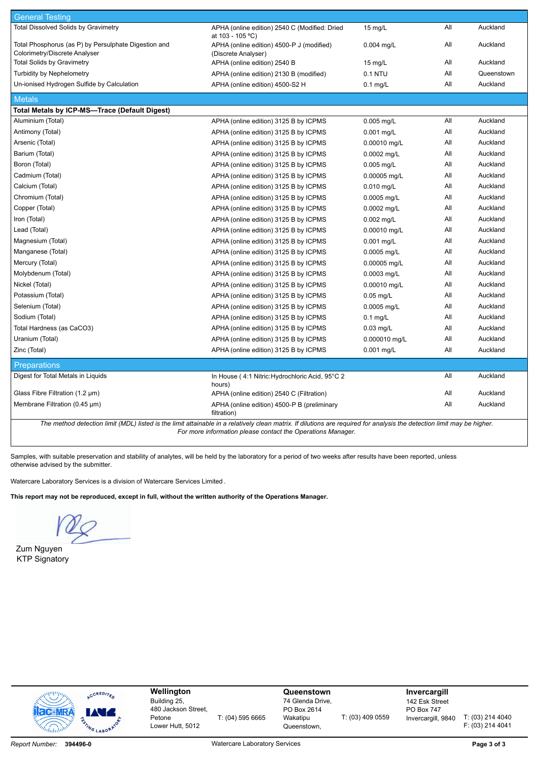| | | | | |
|---|---|---|---|---|
| **General Testing** | | | | |
| Total Dissolved Solids by Gravimetry | APHA (online edition) 2540 C (Modified: Dried at 103 - 105 °C) | 15 mg/L | All | Auckland |
| Total Phosphorus (as P) by Persulphate Digestion and Colorimetry/Discrete Analyser | APHA (online edition) 4500-P J (modified) (Discrete Analyser) | 0.004 mg/L | All | Auckland |
| Total Solids by Gravimetry | APHA (online edition) 2540 B | 15 mg/L | All | Auckland |
| Turbidity by Nephelometry | APHA (online edition) 2130 B (modified) | 0.1 NTU | All | Queenstown |
| Un-ionised Hydrogen Sulfide by Calculation | APHA (online edition) 4500-S2 H | 0.1 mg/L | All | Auckland |
| **Metals** | | | | |
| **Total Metals by ICP-MS—Trace (Default Digest)** | | | | |
| Aluminium (Total) | APHA (online edition) 3125 B by ICPMS | 0.005 mg/L | All | Auckland |
| Antimony (Total) | APHA (online edition) 3125 B by ICPMS | 0.001 mg/L | All | Auckland |
| Arsenic (Total) | APHA (online edition) 3125 B by ICPMS | 0.00010 mg/L | All | Auckland |
| Barium (Total) | APHA (online edition) 3125 B by ICPMS | 0.0002 mg/L | All | Auckland |
| Boron (Total) | APHA (online edition) 3125 B by ICPMS | 0.005 mg/L | All | Auckland |
| Cadmium (Total) | APHA (online edition) 3125 B by ICPMS | 0.00005 mg/L | All | Auckland |
| Calcium (Total) | APHA (online edition) 3125 B by ICPMS | 0.010 mg/L | All | Auckland |
| Chromium (Total) | APHA (online edition) 3125 B by ICPMS | 0.0005 mg/L | All | Auckland |
| Copper (Total) | APHA (online edition) 3125 B by ICPMS | 0.0002 mg/L | All | Auckland |
| Iron (Total) | APHA (online edition) 3125 B by ICPMS | 0.002 mg/L | All | Auckland |
| Lead (Total) | APHA (online edition) 3125 B by ICPMS | 0.00010 mg/L | All | Auckland |
| Magnesium (Total) | APHA (online edition) 3125 B by ICPMS | 0.001 mg/L | All | Auckland |
| Manganese (Total) | APHA (online edition) 3125 B by ICPMS | 0.0005 mg/L | All | Auckland |
| Mercury (Total) | APHA (online edition) 3125 B by ICPMS | 0.00005 mg/L | All | Auckland |
| Molybdenum (Total) | APHA (online edition) 3125 B by ICPMS | 0.0003 mg/L | All | Auckland |
| Nickel (Total) | APHA (online edition) 3125 B by ICPMS | 0.00010 mg/L | All | Auckland |
| Potassium (Total) | APHA (online edition) 3125 B by ICPMS | 0.05 mg/L | All | Auckland |
| Selenium (Total) | APHA (online edition) 3125 B by ICPMS | 0.0005 mg/L | All | Auckland |
| Sodium (Total) | APHA (online edition) 3125 B by ICPMS | 0.1 mg/L | All | Auckland |
| Total Hardness (as CaCO3) | APHA (online edition) 3125 B by ICPMS | 0.03 mg/L | All | Auckland |
| Uranium (Total) | APHA (online edition) 3125 B by ICPMS | 0.000010 mg/L | All | Auckland |
| Zinc (Total) | APHA (online edition) 3125 B by ICPMS | 0.001 mg/L | All | Auckland |
| **Preparations** | | | | |
| Digest for Total Metals in Liquids | In House ( 4:1 Nitric:Hydrochloric Acid, 95°C 2 hours) | | All | Auckland |
| Glass Fibre Filtration (1.2 µm) | APHA (online edition) 2540 C (Filtration) | | All | Auckland |
| Membrane Filtration (0.45 µm) | APHA (online edition) 4500-P B (preliminary filtration) | | All | Auckland |

*The method detection limit (MDL) listed is the limit attainable in a relatively clean matrix. If dilutions are required for analysis the detection limit may be higher. For more information please contact the Operations Manager.*

Samples, with suitable preservation and stability of analytes, will be held by the laboratory for a period of two weeks after results have been reported, unless otherwise advised by the submitter.

Watercare Laboratory Services is a division of Watercare Services Limited .

**This report may not be reproduced, except in full, without the written authority of the Operations Manager.**

Zum Nguyen
KTP Signatory

**Wellington**
Building 25,
480 Jackson Street,
Petone
Lower Hutt, 5012
T: (04) 595 6665

**Queenstown**
74 Glenda Drive,
PO Box 2614
Wakatipu
Queenstown,
T: (03) 409 0559

**Invercargill**
142 Esk Street
PO Box 747
Invercargill, 9840
T: (03) 214 4040
F: (03) 214 4041

Report Number: 394496-0